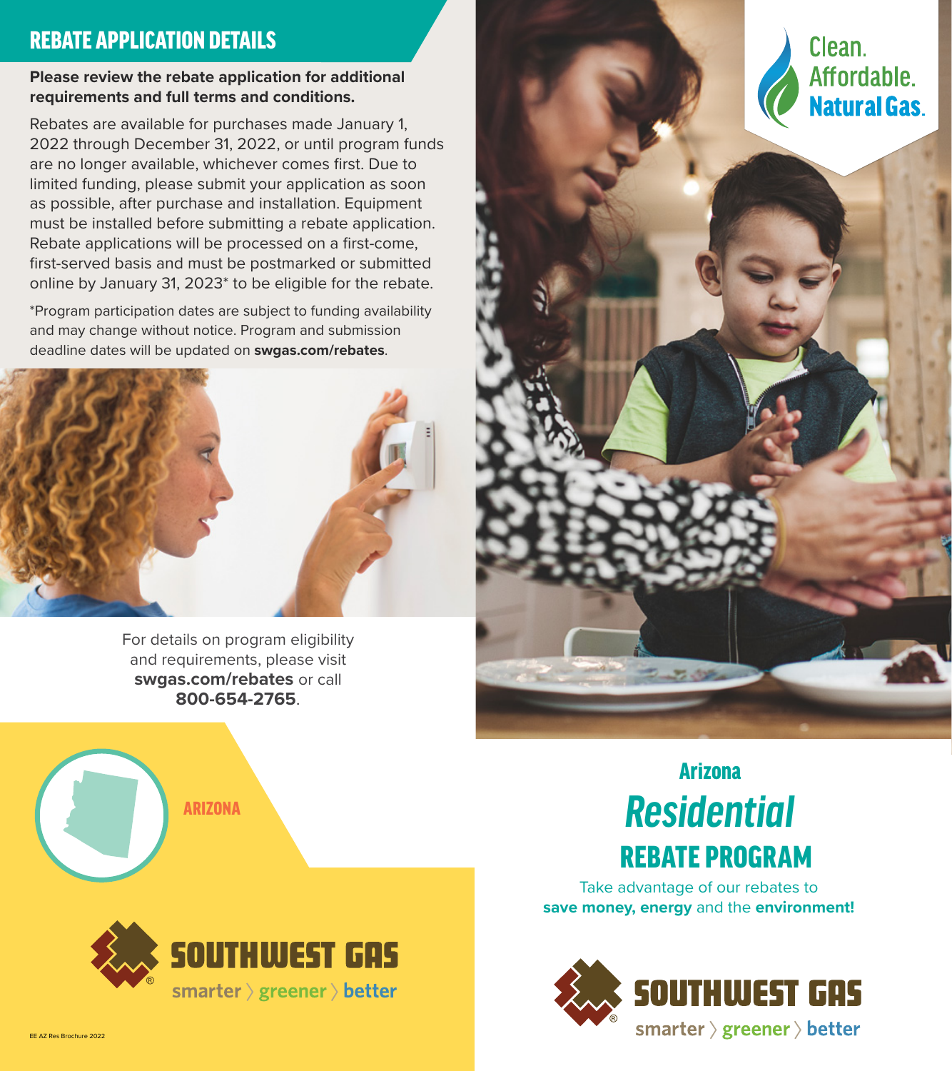## REBATE APPLICATION DETAILS

**Please review the rebate application for additional requirements and full terms and conditions.**

Rebates are available for purchases made January 1, 2022 through December 31, 2022, or until program funds are no longer available, whichever comes first. Due to limited funding, please submit your application as soon as possible, after purchase and installation. Equipment must be installed before submitting a rebate application. Rebate applications will be processed on a first-come, first-served basis and must be postmarked or submitted online by January 31, 2023* to be eligible for the rebate.

*Program participation dates are subject to funding availability and may change without notice. Program and submission deadline dates will be updated on **swgas.com/rebates**.

For details on program eligibility and requirements, please visit **swgas.com/rebates** or call **800-654-2765**.

ARIZONA

SOUTHWEST GAS

smarter 〉 greener 〉 better

EE AZ Res Brochure 2022

Clean. Affordable. Natural Gas.

## Arizona

# *Residential* REBATE PROGRAM

Take advantage of our rebates to **save money, energy** and the **environment!**

SOUTHWEST GAS

smarter 〉 greener 〉 better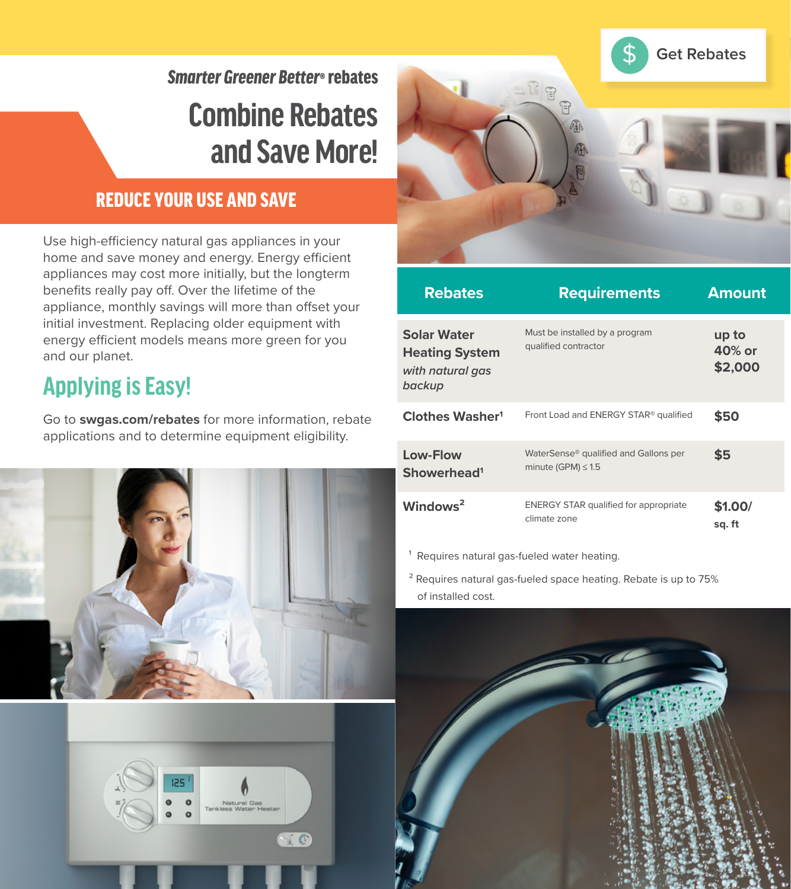Get Rebates

*Smarter Greener Better®* rebates

# Combine Rebates and Save More!

## REDUCE YOUR USE AND SAVE

Use high-efficiency natural gas appliances in your home and save money and energy. Energy efficient appliances may cost more initially, but the longterm benefits really pay off. Over the lifetime of the appliance, monthly savings will more than offset your initial investment. Replacing older equipment with energy efficient models means more green for you and our planet.

## Applying is Easy!

Go to **swgas.com/rebates** for more information, rebate applications and to determine equipment eligibility.

| Rebates | Requirements | Amount |
|---|---|---|
| **Solar Water Heating System** *with natural gas backup* | Must be installed by a program qualified contractor | **up to 40% or $2,000** |
| **Clothes Washer**[1] | Front Load and ENERGY STAR® qualified | **$50** |
| **Low-Flow Showerhead**[1] | WaterSense® qualified and Gallons per minute (GPM) ≤ 1.5 | **$5** |
| **Windows**[2] | ENERGY STAR qualified for appropriate climate zone | **$1.00/ sq. ft** |

[1] Requires natural gas-fueled water heating.

[2] Requires natural gas-fueled space heating. Rebate is up to 75% of installed cost.